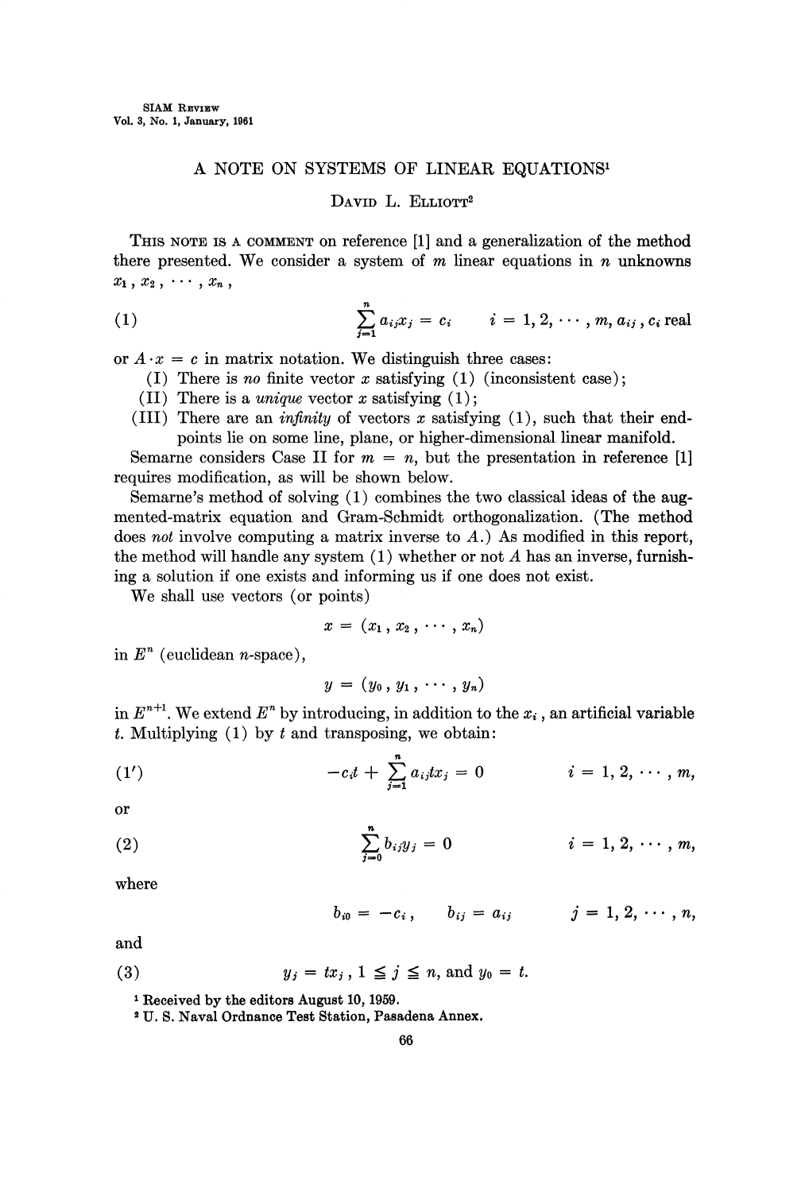# A NOTE ON SYSTEMS OF LINEAR EQUATIONS[1]

DAVID L. ELLIOTT[2]

THIS NOTE IS A COMMENT on reference [1] and a generalization of the method there presented. We consider a system of $m$ linear equations in $n$ unknowns $x_1, x_2, \cdots, x_n$,

$$\sum_{j=1}^{n} a_{ij} x_j = c_i \qquad i = 1, 2, \cdots, m, \; a_{ij}, c_i \text{ real} \tag{1}$$

or $A \cdot x = c$ in matrix notation. We distinguish three cases:

(I) There is *no* finite vector $x$ satisfying (1) (inconsistent case);

(II) There is a *unique* vector $x$ satisfying (1);

(III) There are an *infinity* of vectors $x$ satisfying (1), such that their end-points lie on some line, plane, or higher-dimensional linear manifold.

Semarne considers Case II for $m = n$, but the presentation in reference [1] requires modification, as will be shown below.

Semarne's method of solving (1) combines the two classical ideas of the augmented-matrix equation and Gram-Schmidt orthogonalization. (The method does *not* involve computing a matrix inverse to $A$.) As modified in this report, the method will handle any system (1) whether or not $A$ has an inverse, furnishing a solution if one exists and informing us if one does not exist.

We shall use vectors (or points)

$$x = (x_1, x_2, \cdots, x_n)$$

in $E^n$ (euclidean $n$-space),

$$y = (y_0, y_1, \cdots, y_n)$$

in $E^{n+1}$. We extend $E^n$ by introducing, in addition to the $x_i$, an artificial variable $t$. Multiplying (1) by $t$ and transposing, we obtain:

$$-c_i t + \sum_{j=1}^{n} a_{ij} t x_j = 0 \qquad i = 1, 2, \cdots, m, \tag{1'}$$

or

$$\sum_{j=0}^{n} b_{ij} y_j = 0 \qquad i = 1, 2, \cdots, m, \tag{2}$$

where

$$b_{i0} = -c_i, \qquad b_{ij} = a_{ij} \qquad j = 1, 2, \cdots, n,$$

and

$$y_j = t x_j, \; 1 \leq j \leq n, \text{ and } y_0 = t. \tag{3}$$

[1] Received by the editors August 10, 1959.

[2] U. S. Naval Ordnance Test Station, Pasadena Annex.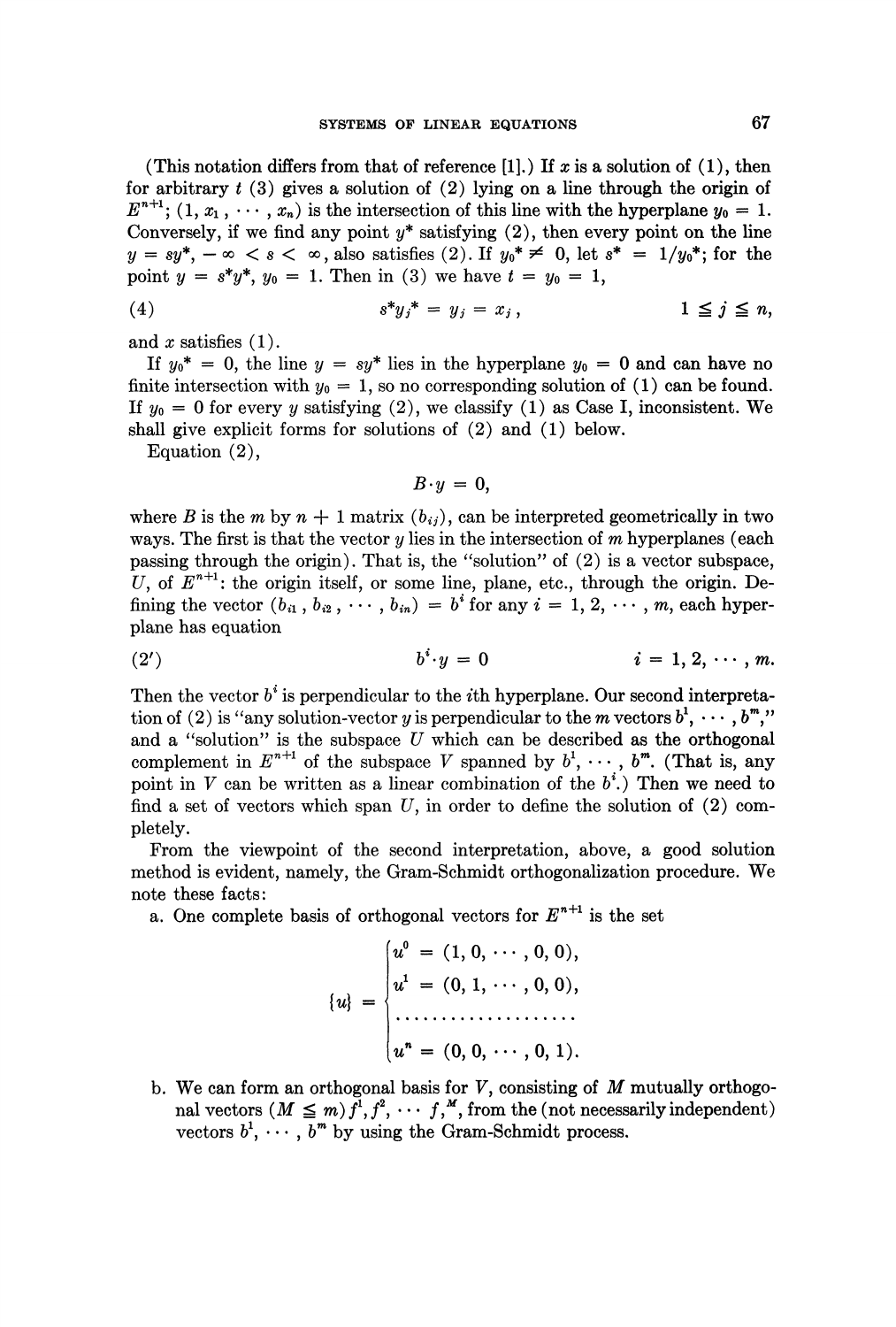(This notation differs from that of reference [1].) If $x$ is a solution of (1), then for arbitrary $t$ (3) gives a solution of (2) lying on a line through the origin of $E^{n+1}$; $(1, x_1, \cdots, x_n)$ is the intersection of this line with the hyperplane $y_0 = 1$. Conversely, if we find any point $y^*$ satisfying (2), then every point on the line $y = sy^*$, $-\infty < s < \infty$, also satisfies (2). If $y_0^* \neq 0$, let $s^* = 1/y_0^*$; for the point $y = s^*y^*$, $y_0 = 1$. Then in (3) we have $t = y_0 = 1$,

$$s^*y_j^* = y_j = x_j, \qquad 1 \leq j \leq n, \tag{4}$$

and $x$ satisfies (1).

If $y_0^* = 0$, the line $y = sy^*$ lies in the hyperplane $y_0 = 0$ and can have no finite intersection with $y_0 = 1$, so no corresponding solution of (1) can be found. If $y_0 = 0$ for every $y$ satisfying (2), we classify (1) as Case I, inconsistent. We shall give explicit forms for solutions of (2) and (1) below.

Equation (2),

$$B \cdot y = 0,$$

where $B$ is the $m$ by $n + 1$ matrix $(b_{ij})$, can be interpreted geometrically in two ways. The first is that the vector $y$ lies in the intersection of $m$ hyperplanes (each passing through the origin). That is, the "solution" of (2) is a vector subspace, $U$, of $E^{n+1}$: the origin itself, or some line, plane, etc., through the origin. Defining the vector $(b_{i1}, b_{i2}, \cdots, b_{in}) = b^i$ for any $i = 1, 2, \cdots, m$, each hyperplane has equation

$$b^i \cdot y = 0 \qquad i = 1, 2, \cdots, m. \tag{2'}$$

Then the vector $b^i$ is perpendicular to the $i$th hyperplane. Our second interpretation of (2) is "any solution-vector $y$ is perpendicular to the $m$ vectors $b^1, \cdots, b^m$," and a "solution" is the subspace $U$ which can be described as the orthogonal complement in $E^{n+1}$ of the subspace $V$ spanned by $b^1, \cdots, b^m$. (That is, any point in $V$ can be written as a linear combination of the $b^i$.) Then we need to find a set of vectors which span $U$, in order to define the solution of (2) completely.

From the viewpoint of the second interpretation, above, a good solution method is evident, namely, the Gram-Schmidt orthogonalization procedure. We note these facts:

a. One complete basis of orthogonal vectors for $E^{n+1}$ is the set

$$\{u\} = \begin{cases} u^0 = (1, 0, \cdots, 0, 0), \\ u^1 = (0, 1, \cdots, 0, 0), \\ \cdots\cdots\cdots\cdots\cdots\cdots \\ u^n = (0, 0, \cdots, 0, 1). \end{cases}$$

b. We can form an orthogonal basis for $V$, consisting of $M$ mutually orthogonal vectors $(M \leq m)$ $f^1, f^2, \cdots f^M$, from the (not necessarily independent) vectors $b^1, \cdots, b^m$ by using the Gram-Schmidt process.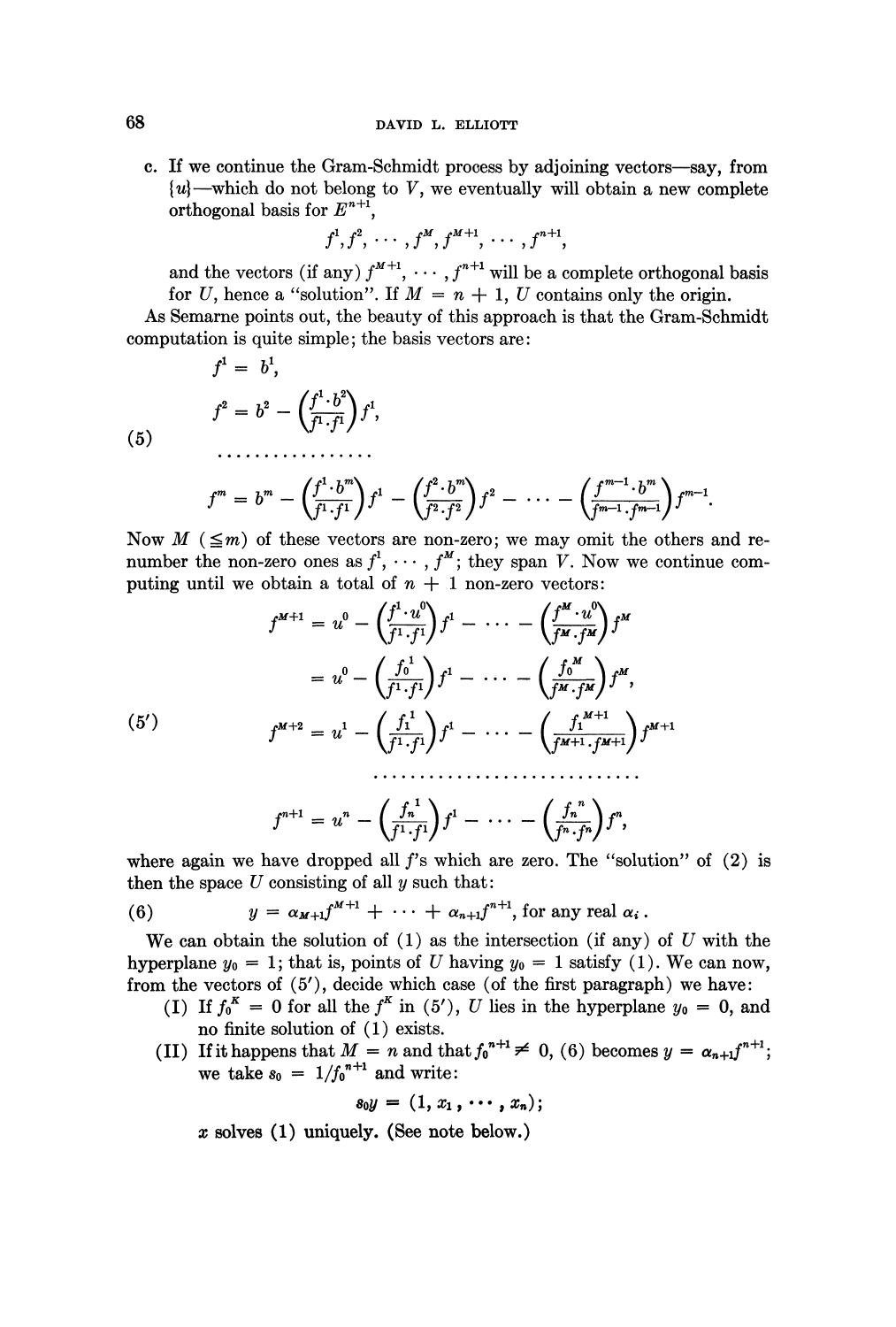c. If we continue the Gram-Schmidt process by adjoining vectors—say, from $\{u\}$—which do not belong to $V$, we eventually will obtain a new complete orthogonal basis for $E^{n+1}$,

$$f^1, f^2, \cdots, f^M, f^{M+1}, \cdots, f^{n+1},$$

and the vectors (if any) $f^{M+1}, \cdots, f^{n+1}$ will be a complete orthogonal basis for $U$, hence a "solution". If $M = n + 1$, $U$ contains only the origin.

As Semarne points out, the beauty of this approach is that the Gram-Schmidt computation is quite simple; the basis vectors are:

$$
\begin{aligned}
f^1 &= b^1, \\
f^2 &= b^2 - \left(\frac{f^1 \cdot b^2}{f^1 \cdot f^1}\right) f^1, \\
&\cdots\cdots\cdots\cdots\cdots\cdots \\
f^m &= b^m - \left(\frac{f^1 \cdot b^m}{f^1 \cdot f^1}\right) f^1 - \left(\frac{f^2 \cdot b^m}{f^2 \cdot f^2}\right) f^2 - \cdots - \left(\frac{f^{m-1} \cdot b^m}{f^{m-1} \cdot f^{m-1}}\right) f^{m-1}.
\end{aligned}
\tag{5}
$$

Now $M$ ($\leqq m$) of these vectors are non-zero; we may omit the others and renumber the non-zero ones as $f^1, \cdots, f^M$; they span $V$. Now we continue computing until we obtain a total of $n + 1$ non-zero vectors:

$$
\begin{aligned}
f^{M+1} &= u^0 - \left(\frac{f^1 \cdot u^0}{f^1 \cdot f^1}\right) f^1 - \cdots - \left(\frac{f^M \cdot u^0}{f^M \cdot f^M}\right) f^M \\
&= u^0 - \left(\frac{f_0^{\,1}}{f^1 \cdot f^1}\right) f^1 - \cdots - \left(\frac{f_0^{\,M}}{f^M \cdot f^M}\right) f^M, \\
f^{M+2} &= u^1 - \left(\frac{f_1^{\,1}}{f^1 \cdot f^1}\right) f^1 - \cdots - \left(\frac{f_1^{\,M+1}}{f^{M+1} \cdot f^{M+1}}\right) f^{M+1} \\
&\cdots\cdots\cdots\cdots\cdots\cdots\cdots\cdots\cdots\cdots \\
f^{n+1} &= u^n - \left(\frac{f_n^{\,1}}{f^1 \cdot f^1}\right) f^1 - \cdots - \left(\frac{f_n^{\,n}}{f^n \cdot f^n}\right) f^n,
\end{aligned}
\tag{5'}
$$

where again we have dropped all $f$'s which are zero. The "solution" of (2) is then the space $U$ consisting of all $y$ such that:

$$y = \alpha_{M+1} f^{M+1} + \cdots + \alpha_{n+1} f^{n+1}, \text{ for any real } \alpha_i. \tag{6}$$

We can obtain the solution of (1) as the intersection (if any) of $U$ with the hyperplane $y_0 = 1$; that is, points of $U$ having $y_0 = 1$ satisfy (1). We can now, from the vectors of (5′), decide which case (of the first paragraph) we have:

(I) If $f_0^{\,K} = 0$ for all the $f^K$ in (5′), $U$ lies in the hyperplane $y_0 = 0$, and no finite solution of (1) exists.

(II) If it happens that $M = n$ and that $f_0^{\,n+1} \neq 0$, (6) becomes $y = \alpha_{n+1} f^{n+1}$; we take $s_0 = 1/f_0^{\,n+1}$ and write:

$$s_0 y = (1, x_1, \cdots, x_n);$$

$x$ solves (1) uniquely. (See note below.)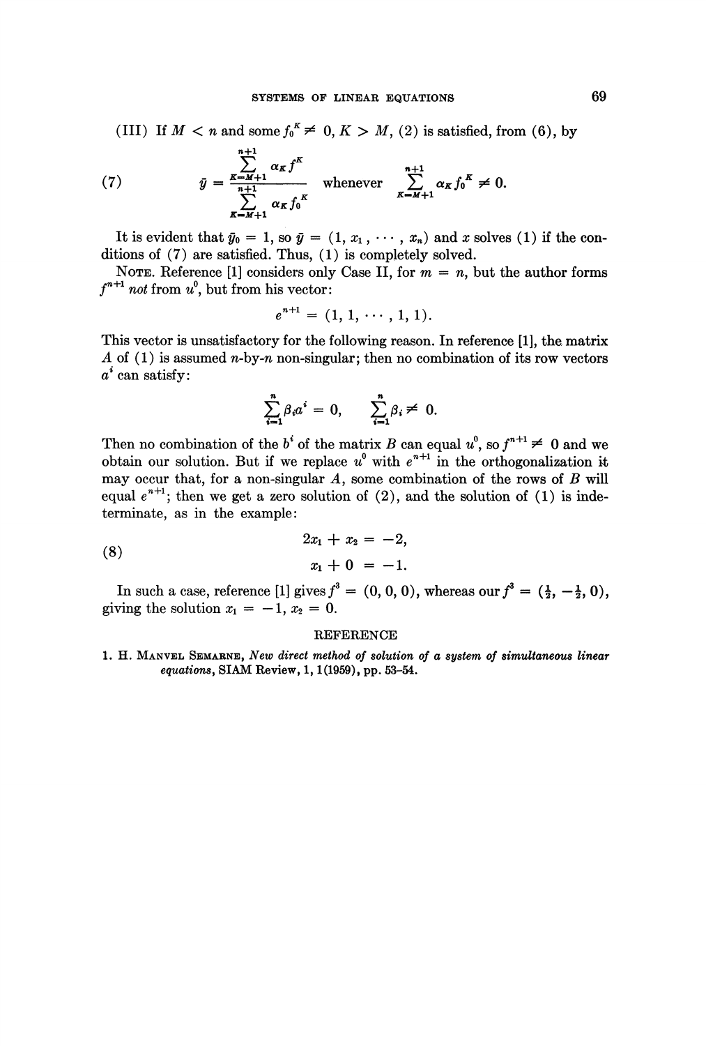(III) If $M < n$ and some $f_0^K \neq 0$, $K > M$, (2) is satisfied, from (6), by

$$\bar{y} = \frac{\sum_{K=M+1}^{n+1} \alpha_K f^K}{\sum_{K=M+1}^{n+1} \alpha_K f_0^K} \quad \text{whenever} \quad \sum_{K=M+1}^{n+1} \alpha_K f_0^K \neq 0. \tag{7}$$

It is evident that $\bar{y}_0 = 1$, so $\bar{y} = (1, x_1, \cdots, x_n)$ and $x$ solves (1) if the conditions of (7) are satisfied. Thus, (1) is completely solved.

NOTE. Reference [1] considers only Case II, for $m = n$, but the author forms $f^{n+1}$ *not* from $u^0$, but from his vector:

$$e^{n+1} = (1, 1, \cdots, 1, 1).$$

This vector is unsatisfactory for the following reason. In reference [1], the matrix $A$ of (1) is assumed $n$-by-$n$ non-singular; then no combination of its row vectors $a^i$ can satisfy:

$$\sum_{i=1}^{n} \beta_i a^i = 0, \qquad \sum_{i=1}^{n} \beta_i \neq 0.$$

Then no combination of the $b^i$ of the matrix $B$ can equal $u^0$, so $f^{n+1} \neq 0$ and we obtain our solution. But if we replace $u^0$ with $e^{n+1}$ in the orthogonalization it may occur that, for a non-singular $A$, some combination of the rows of $B$ will equal $e^{n+1}$; then we get a zero solution of (2), and the solution of (1) is indeterminate, as in the example:

$$\begin{aligned} 2x_1 + x_2 &= -2, \\ x_1 + 0 &= -1. \end{aligned} \tag{8}$$

In such a case, reference [1] gives $f^3 = (0, 0, 0)$, whereas our $f^3 = (\frac{1}{2}, -\frac{1}{2}, 0)$, giving the solution $x_1 = -1$, $x_2 = 0$.

## REFERENCE

1. H. MANVEL SEMARNE, *New direct method of solution of a system of simultaneous linear equations*, SIAM Review, 1, 1(1959), pp. 53–54.